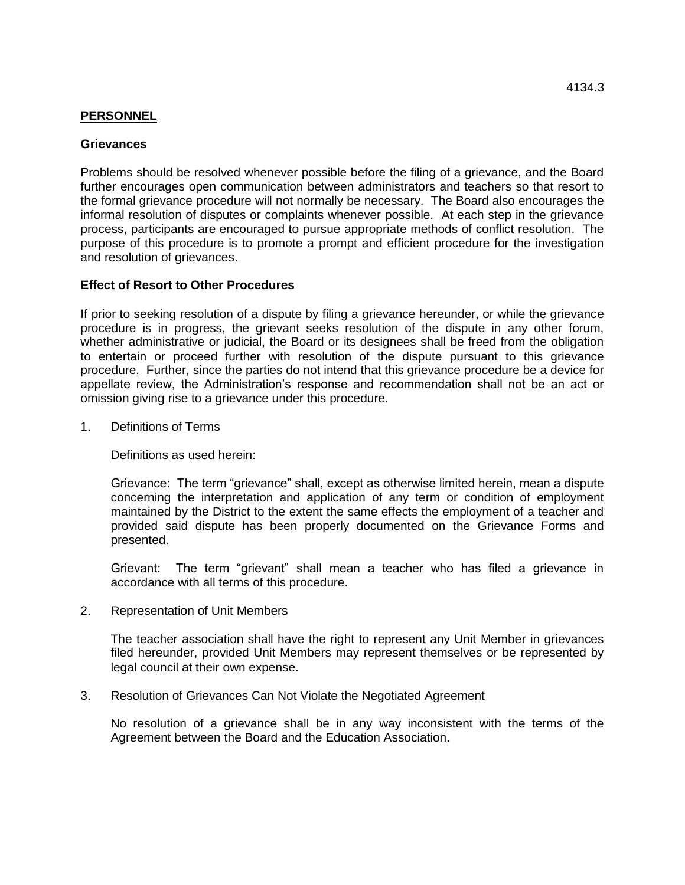**PERSONNEL**

**Grievances**

Problems should be resolved whenever possible before the filing of a grievance, and the Board further encourages open communication between administrators and teachers so that resort to the formal grievance procedure will not normally be necessary. The Board also encourages the informal resolution of disputes or complaints whenever possible. At each step in the grievance process, participants are encouraged to pursue appropriate methods of conflict resolution. The purpose of this procedure is to promote a prompt and efficient procedure for the investigation and resolution of grievances.

**Effect of Resort to Other Procedures**

If prior to seeking resolution of a dispute by filing a grievance hereunder, or while the grievance procedure is in progress, the grievant seeks resolution of the dispute in any other forum, whether administrative or judicial, the Board or its designees shall be freed from the obligation to entertain or proceed further with resolution of the dispute pursuant to this grievance procedure. Further, since the parties do not intend that this grievance procedure be a device for appellate review, the Administration's response and recommendation shall not be an act or omission giving rise to a grievance under this procedure.

1. Definitions of Terms

   Definitions as used herein:

   Grievance: The term "grievance" shall, except as otherwise limited herein, mean a dispute concerning the interpretation and application of any term or condition of employment maintained by the District to the extent the same effects the employment of a teacher and provided said dispute has been properly documented on the Grievance Forms and presented.

   Grievant: The term "grievant" shall mean a teacher who has filed a grievance in accordance with all terms of this procedure.

2. Representation of Unit Members

   The teacher association shall have the right to represent any Unit Member in grievances filed hereunder, provided Unit Members may represent themselves or be represented by legal council at their own expense.

3. Resolution of Grievances Can Not Violate the Negotiated Agreement

   No resolution of a grievance shall be in any way inconsistent with the terms of the Agreement between the Board and the Education Association.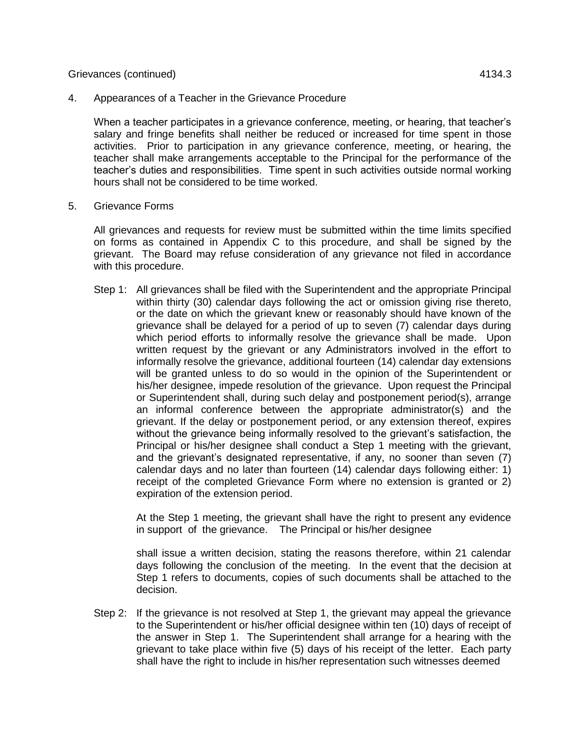4. Appearances of a Teacher in the Grievance Procedure

   When a teacher participates in a grievance conference, meeting, or hearing, that teacher's salary and fringe benefits shall neither be reduced or increased for time spent in those activities. Prior to participation in any grievance conference, meeting, or hearing, the teacher shall make arrangements acceptable to the Principal for the performance of the teacher's duties and responsibilities. Time spent in such activities outside normal working hours shall not be considered to be time worked.

5. Grievance Forms

   All grievances and requests for review must be submitted within the time limits specified on forms as contained in Appendix C to this procedure, and shall be signed by the grievant. The Board may refuse consideration of any grievance not filed in accordance with this procedure.

   Step 1: All grievances shall be filed with the Superintendent and the appropriate Principal within thirty (30) calendar days following the act or omission giving rise thereto, or the date on which the grievant knew or reasonably should have known of the grievance shall be delayed for a period of up to seven (7) calendar days during which period efforts to informally resolve the grievance shall be made. Upon written request by the grievant or any Administrators involved in the effort to informally resolve the grievance, additional fourteen (14) calendar day extensions will be granted unless to do so would in the opinion of the Superintendent or his/her designee, impede resolution of the grievance. Upon request the Principal or Superintendent shall, during such delay and postponement period(s), arrange an informal conference between the appropriate administrator(s) and the grievant. If the delay or postponement period, or any extension thereof, expires without the grievance being informally resolved to the grievant's satisfaction, the Principal or his/her designee shall conduct a Step 1 meeting with the grievant, and the grievant's designated representative, if any, no sooner than seven (7) calendar days and no later than fourteen (14) calendar days following either: 1) receipt of the completed Grievance Form where no extension is granted or 2) expiration of the extension period.

   At the Step 1 meeting, the grievant shall have the right to present any evidence in support of the grievance. The Principal or his/her designee

   shall issue a written decision, stating the reasons therefore, within 21 calendar days following the conclusion of the meeting. In the event that the decision at Step 1 refers to documents, copies of such documents shall be attached to the decision.

   Step 2: If the grievance is not resolved at Step 1, the grievant may appeal the grievance to the Superintendent or his/her official designee within ten (10) days of receipt of the answer in Step 1. The Superintendent shall arrange for a hearing with the grievant to take place within five (5) days of his receipt of the letter. Each party shall have the right to include in his/her representation such witnesses deemed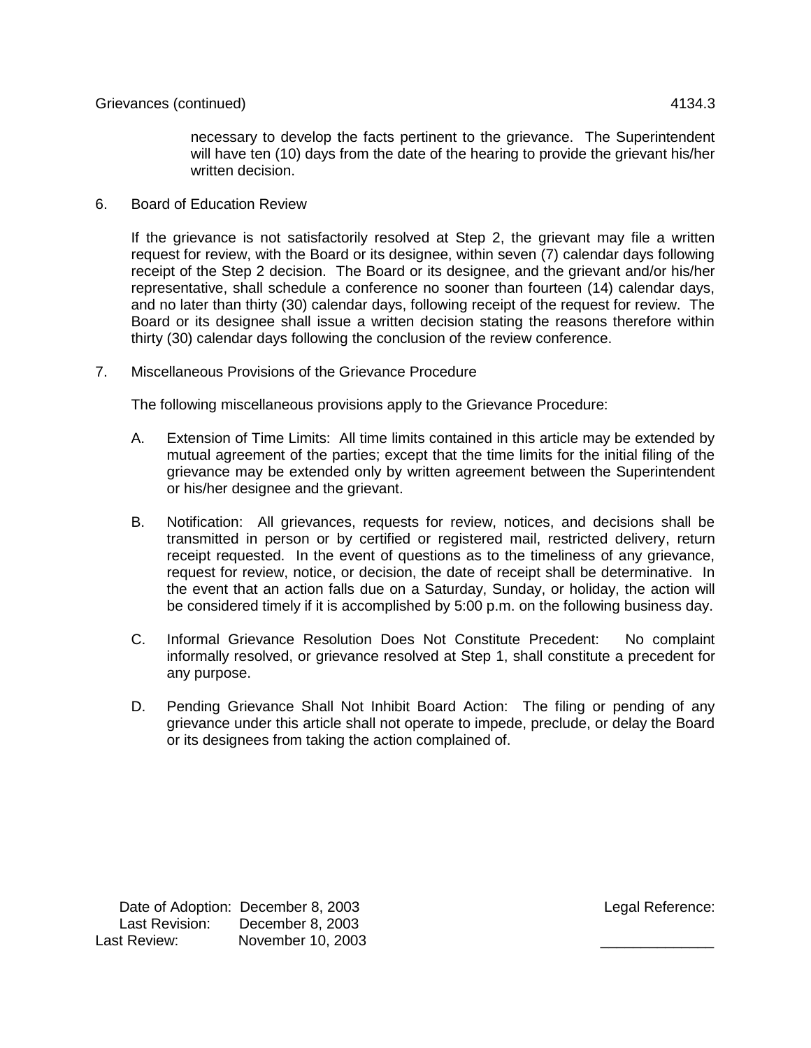necessary to develop the facts pertinent to the grievance. The Superintendent will have ten (10) days from the date of the hearing to provide the grievant his/her written decision.

6. Board of Education Review

   If the grievance is not satisfactorily resolved at Step 2, the grievant may file a written request for review, with the Board or its designee, within seven (7) calendar days following receipt of the Step 2 decision. The Board or its designee, and the grievant and/or his/her representative, shall schedule a conference no sooner than fourteen (14) calendar days, and no later than thirty (30) calendar days, following receipt of the request for review. The Board or its designee shall issue a written decision stating the reasons therefore within thirty (30) calendar days following the conclusion of the review conference.

7. Miscellaneous Provisions of the Grievance Procedure

   The following miscellaneous provisions apply to the Grievance Procedure:

   A. Extension of Time Limits: All time limits contained in this article may be extended by mutual agreement of the parties; except that the time limits for the initial filing of the grievance may be extended only by written agreement between the Superintendent or his/her designee and the grievant.

   B. Notification: All grievances, requests for review, notices, and decisions shall be transmitted in person or by certified or registered mail, restricted delivery, return receipt requested. In the event of questions as to the timeliness of any grievance, request for review, notice, or decision, the date of receipt shall be determinative. In the event that an action falls due on a Saturday, Sunday, or holiday, the action will be considered timely if it is accomplished by 5:00 p.m. on the following business day.

   C. Informal Grievance Resolution Does Not Constitute Precedent: No complaint informally resolved, or grievance resolved at Step 1, shall constitute a precedent for any purpose.

   D. Pending Grievance Shall Not Inhibit Board Action: The filing or pending of any grievance under this article shall not operate to impede, preclude, or delay the Board or its designees from taking the action complained of.

Date of Adoption: December 8, 2003
Last Revision: December 8, 2003
Last Review: November 10, 2003

Legal Reference:

______________